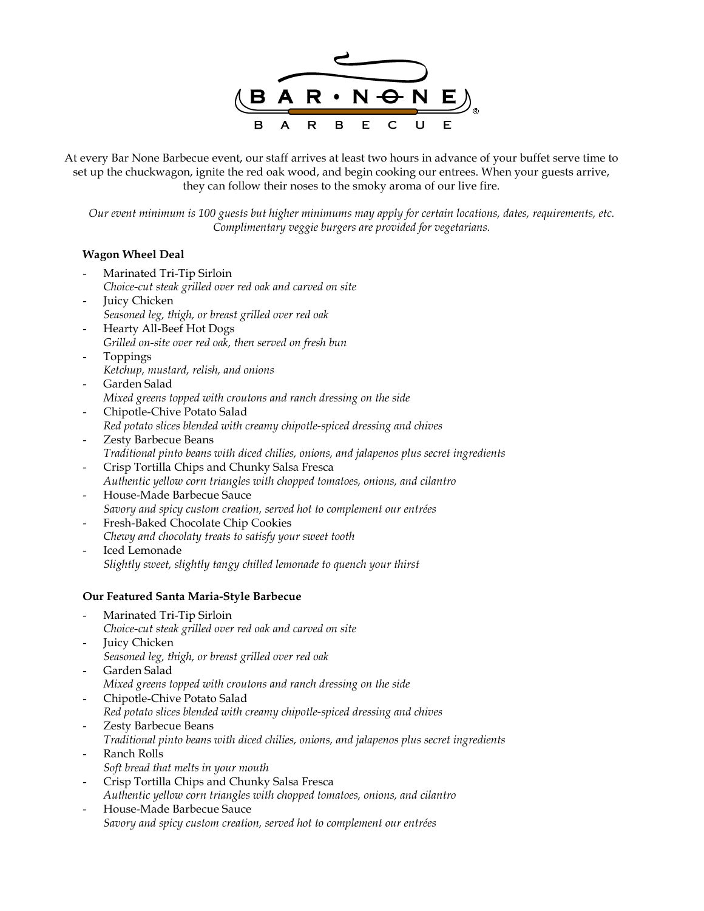# BAR • NONE BARBECUE

At every Bar None Barbecue event, our staff arrives at least two hours in advance of your buffet serve time to set up the chuckwagon, ignite the red oak wood, and begin cooking our entrees. When your guests arrive, they can follow their noses to the smoky aroma of our live fire.

*Our event minimum is 100 guests but higher minimums may apply for certain locations, dates, requirements, etc. Complimentary veggie burgers are provided for vegetarians.*

**Wagon Wheel Deal**

- Marinated Tri-Tip Sirloin
  *Choice-cut steak grilled over red oak and carved on site*
- Juicy Chicken
  *Seasoned leg, thigh, or breast grilled over red oak*
- Hearty All-Beef Hot Dogs
  *Grilled on-site over red oak, then served on fresh bun*
- Toppings
  *Ketchup, mustard, relish, and onions*
- Garden Salad
  *Mixed greens topped with croutons and ranch dressing on the side*
- Chipotle-Chive Potato Salad
  *Red potato slices blended with creamy chipotle-spiced dressing and chives*
- Zesty Barbecue Beans
  *Traditional pinto beans with diced chilies, onions, and jalapenos plus secret ingredients*
- Crisp Tortilla Chips and Chunky Salsa Fresca
  *Authentic yellow corn triangles with chopped tomatoes, onions, and cilantro*
- House-Made Barbecue Sauce
  *Savory and spicy custom creation, served hot to complement our entrées*
- Fresh-Baked Chocolate Chip Cookies
  *Chewy and chocolaty treats to satisfy your sweet tooth*
- Iced Lemonade
  *Slightly sweet, slightly tangy chilled lemonade to quench your thirst*

**Our Featured Santa Maria-Style Barbecue**

- Marinated Tri-Tip Sirloin
  *Choice-cut steak grilled over red oak and carved on site*
- Juicy Chicken
  *Seasoned leg, thigh, or breast grilled over red oak*
- Garden Salad
  *Mixed greens topped with croutons and ranch dressing on the side*
- Chipotle-Chive Potato Salad
  *Red potato slices blended with creamy chipotle-spiced dressing and chives*
- Zesty Barbecue Beans
  *Traditional pinto beans with diced chilies, onions, and jalapenos plus secret ingredients*
- Ranch Rolls
  *Soft bread that melts in your mouth*
- Crisp Tortilla Chips and Chunky Salsa Fresca
  *Authentic yellow corn triangles with chopped tomatoes, onions, and cilantro*
- House-Made Barbecue Sauce
  *Savory and spicy custom creation, served hot to complement our entrées*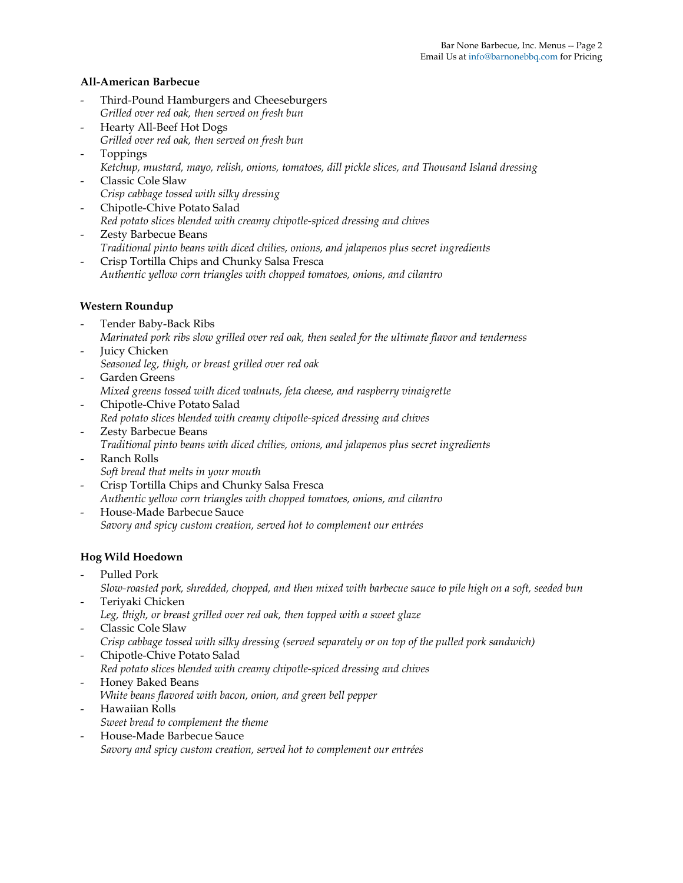## All-American Barbecue

- Third-Pound Hamburgers and Cheeseburgers
  *Grilled over red oak, then served on fresh bun*
- Hearty All-Beef Hot Dogs
  *Grilled over red oak, then served on fresh bun*
- Toppings
  *Ketchup, mustard, mayo, relish, onions, tomatoes, dill pickle slices, and Thousand Island dressing*
- Classic Cole Slaw
  *Crisp cabbage tossed with silky dressing*
- Chipotle-Chive Potato Salad
  *Red potato slices blended with creamy chipotle-spiced dressing and chives*
- Zesty Barbecue Beans
  *Traditional pinto beans with diced chilies, onions, and jalapenos plus secret ingredients*
- Crisp Tortilla Chips and Chunky Salsa Fresca
  *Authentic yellow corn triangles with chopped tomatoes, onions, and cilantro*

## Western Roundup

- Tender Baby-Back Ribs
  *Marinated pork ribs slow grilled over red oak, then sealed for the ultimate flavor and tenderness*
- Juicy Chicken
  *Seasoned leg, thigh, or breast grilled over red oak*
- Garden Greens
  *Mixed greens tossed with diced walnuts, feta cheese, and raspberry vinaigrette*
- Chipotle-Chive Potato Salad
  *Red potato slices blended with creamy chipotle-spiced dressing and chives*
- Zesty Barbecue Beans
  *Traditional pinto beans with diced chilies, onions, and jalapenos plus secret ingredients*
- Ranch Rolls
  *Soft bread that melts in your mouth*
- Crisp Tortilla Chips and Chunky Salsa Fresca
  *Authentic yellow corn triangles with chopped tomatoes, onions, and cilantro*
- House-Made Barbecue Sauce
  *Savory and spicy custom creation, served hot to complement our entrées*

## Hog Wild Hoedown

- Pulled Pork
  *Slow-roasted pork, shredded, chopped, and then mixed with barbecue sauce to pile high on a soft, seeded bun*
- Teriyaki Chicken
  *Leg, thigh, or breast grilled over red oak, then topped with a sweet glaze*
- Classic Cole Slaw
  *Crisp cabbage tossed with silky dressing (served separately or on top of the pulled pork sandwich)*
- Chipotle-Chive Potato Salad
  *Red potato slices blended with creamy chipotle-spiced dressing and chives*
- Honey Baked Beans
  *White beans flavored with bacon, onion, and green bell pepper*
- Hawaiian Rolls
  *Sweet bread to complement the theme*
- House-Made Barbecue Sauce
  *Savory and spicy custom creation, served hot to complement our entrées*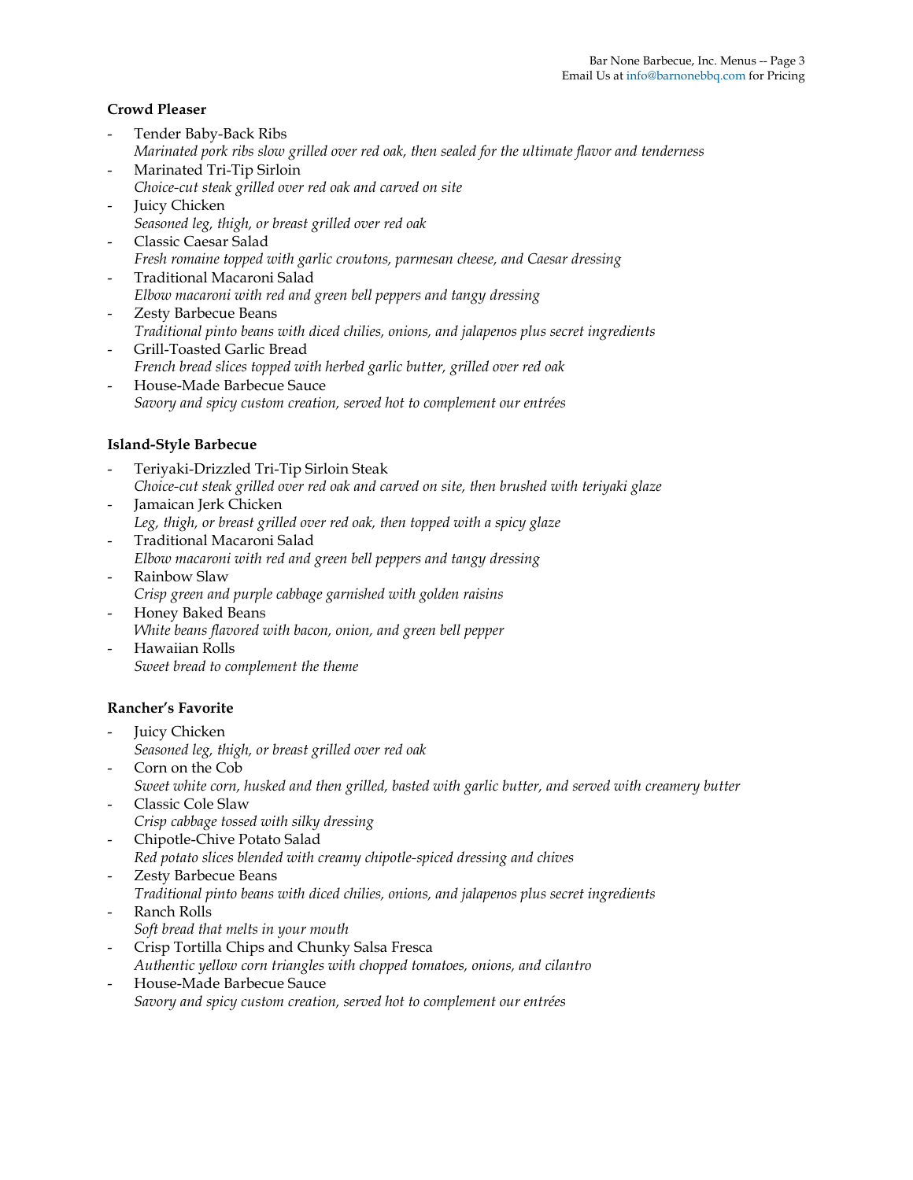**Crowd Pleaser**

- Tender Baby-Back Ribs
  *Marinated pork ribs slow grilled over red oak, then sealed for the ultimate flavor and tenderness*
- Marinated Tri-Tip Sirloin
  *Choice-cut steak grilled over red oak and carved on site*
- Juicy Chicken
  *Seasoned leg, thigh, or breast grilled over red oak*
- Classic Caesar Salad
  *Fresh romaine topped with garlic croutons, parmesan cheese, and Caesar dressing*
- Traditional Macaroni Salad
  *Elbow macaroni with red and green bell peppers and tangy dressing*
- Zesty Barbecue Beans
  *Traditional pinto beans with diced chilies, onions, and jalapenos plus secret ingredients*
- Grill-Toasted Garlic Bread
  *French bread slices topped with herbed garlic butter, grilled over red oak*
- House-Made Barbecue Sauce
  *Savory and spicy custom creation, served hot to complement our entrées*

**Island-Style Barbecue**

- Teriyaki-Drizzled Tri-Tip Sirloin Steak
  *Choice-cut steak grilled over red oak and carved on site, then brushed with teriyaki glaze*
- Jamaican Jerk Chicken
  *Leg, thigh, or breast grilled over red oak, then topped with a spicy glaze*
- Traditional Macaroni Salad
  *Elbow macaroni with red and green bell peppers and tangy dressing*
- Rainbow Slaw
  *Crisp green and purple cabbage garnished with golden raisins*
- Honey Baked Beans
  *White beans flavored with bacon, onion, and green bell pepper*
- Hawaiian Rolls
  *Sweet bread to complement the theme*

**Rancher's Favorite**

- Juicy Chicken
  *Seasoned leg, thigh, or breast grilled over red oak*
- Corn on the Cob
  *Sweet white corn, husked and then grilled, basted with garlic butter, and served with creamery butter*
- Classic Cole Slaw
  *Crisp cabbage tossed with silky dressing*
- Chipotle-Chive Potato Salad
  *Red potato slices blended with creamy chipotle-spiced dressing and chives*
- Zesty Barbecue Beans
  *Traditional pinto beans with diced chilies, onions, and jalapenos plus secret ingredients*
- Ranch Rolls
  *Soft bread that melts in your mouth*
- Crisp Tortilla Chips and Chunky Salsa Fresca
  *Authentic yellow corn triangles with chopped tomatoes, onions, and cilantro*
- House-Made Barbecue Sauce
  *Savory and spicy custom creation, served hot to complement our entrées*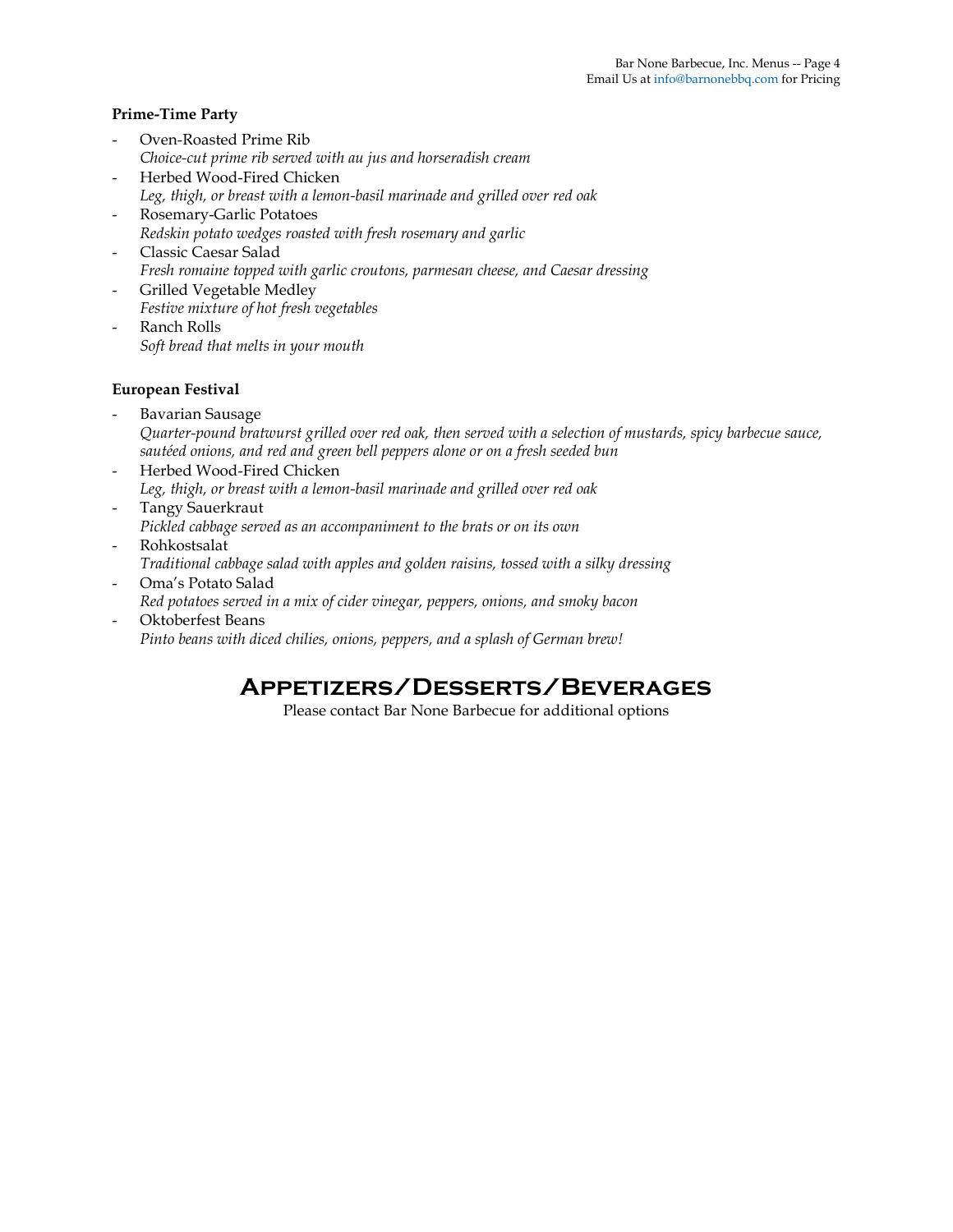**Prime-Time Party**

- Oven-Roasted Prime Rib
  *Choice-cut prime rib served with au jus and horseradish cream*
- Herbed Wood-Fired Chicken
  *Leg, thigh, or breast with a lemon-basil marinade and grilled over red oak*
- Rosemary-Garlic Potatoes
  *Redskin potato wedges roasted with fresh rosemary and garlic*
- Classic Caesar Salad
  *Fresh romaine topped with garlic croutons, parmesan cheese, and Caesar dressing*
- Grilled Vegetable Medley
  *Festive mixture of hot fresh vegetables*
- Ranch Rolls
  *Soft bread that melts in your mouth*

**European Festival**

- Bavarian Sausage
  *Quarter-pound bratwurst grilled over red oak, then served with a selection of mustards, spicy barbecue sauce, sautéed onions, and red and green bell peppers alone or on a fresh seeded bun*
- Herbed Wood-Fired Chicken
  *Leg, thigh, or breast with a lemon-basil marinade and grilled over red oak*
- Tangy Sauerkraut
  *Pickled cabbage served as an accompaniment to the brats or on its own*
- Rohkostsalat
  *Traditional cabbage salad with apples and golden raisins, tossed with a silky dressing*
- Oma's Potato Salad
  *Red potatoes served in a mix of cider vinegar, peppers, onions, and smoky bacon*
- Oktoberfest Beans
  *Pinto beans with diced chilies, onions, peppers, and a splash of German brew!*

# Appetizers/Desserts/Beverages

Please contact Bar None Barbecue for additional options